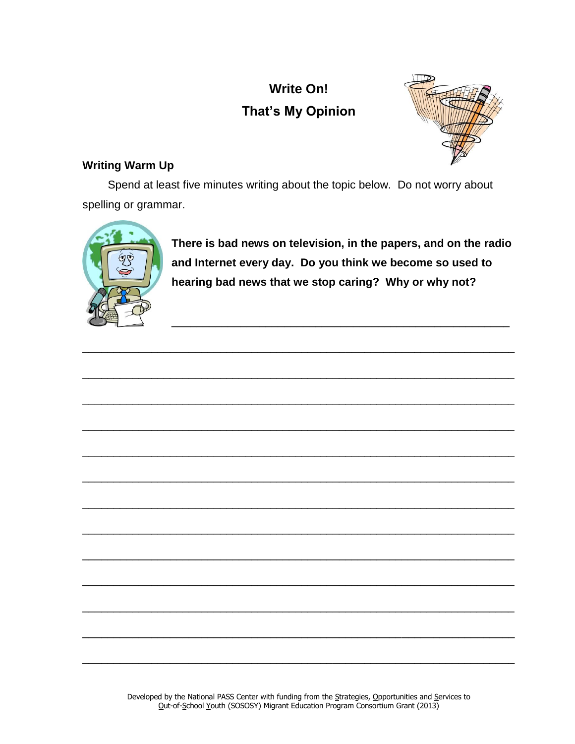# Write On!

## That's My Opinion

### Writing Warm Up

Spend at least five minutes writing about the topic below. Do not worry about spelling or grammar.

**There is bad news on television, in the papers, and on the radio and Internet every day. Do you think we become so used to hearing bad news that we stop caring? Why or why not?**

______________________________________________________________

______________________________________________________________

______________________________________________________________

______________________________________________________________

______________________________________________________________

______________________________________________________________

______________________________________________________________

______________________________________________________________

______________________________________________________________

______________________________________________________________

______________________________________________________________

______________________________________________________________

______________________________________________________________

______________________________________________________________

Developed by the National PASS Center with funding from the Strategies, Opportunities and Services to Out-of-School Youth (SOSOSY) Migrant Education Program Consortium Grant (2013)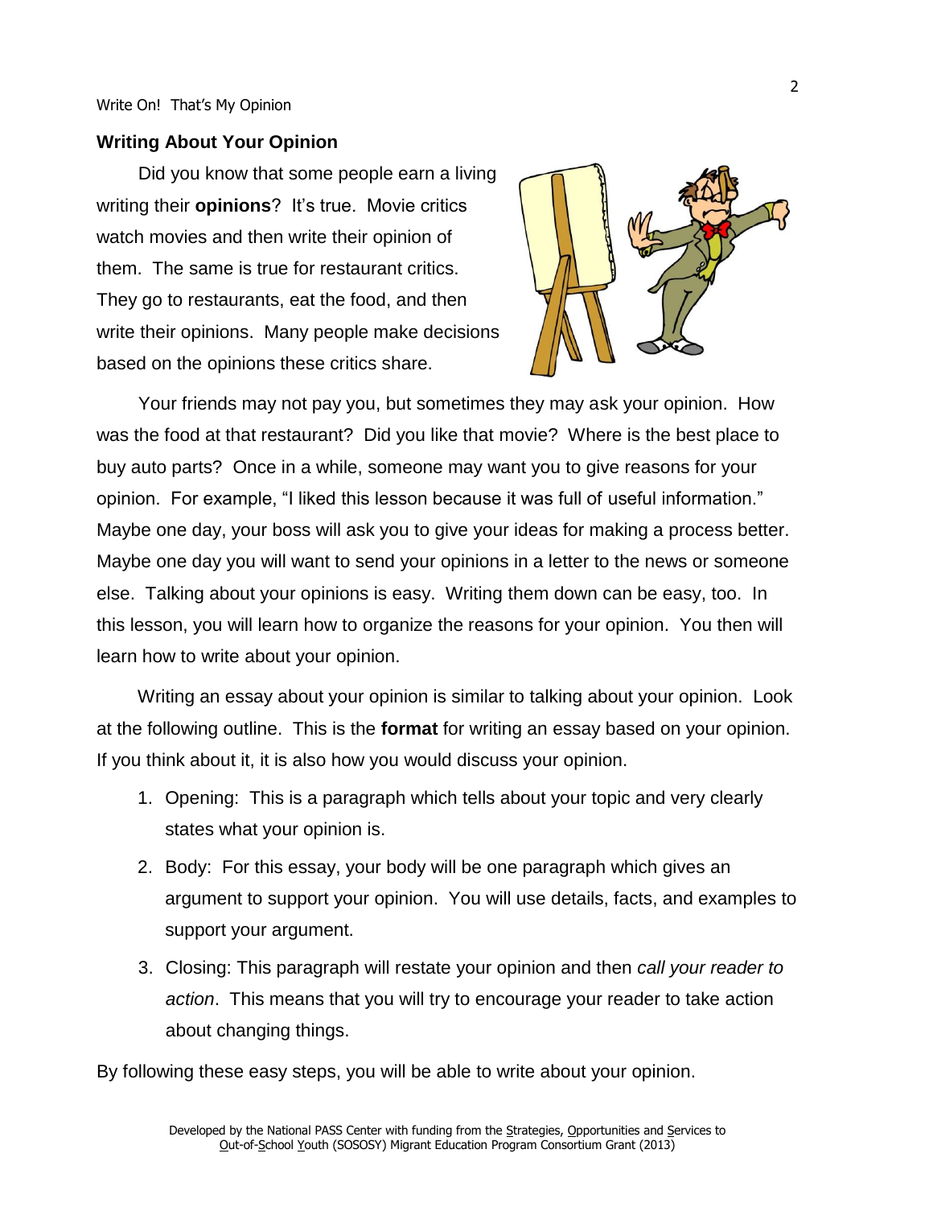## Writing About Your Opinion

Did you know that some people earn a living writing their **opinions**? It's true. Movie critics watch movies and then write their opinion of them. The same is true for restaurant critics. They go to restaurants, eat the food, and then write their opinions. Many people make decisions based on the opinions these critics share.

Your friends may not pay you, but sometimes they may ask your opinion. How was the food at that restaurant? Did you like that movie? Where is the best place to buy auto parts? Once in a while, someone may want you to give reasons for your opinion. For example, "I liked this lesson because it was full of useful information." Maybe one day, your boss will ask you to give your ideas for making a process better. Maybe one day you will want to send your opinions in a letter to the news or someone else. Talking about your opinions is easy. Writing them down can be easy, too. In this lesson, you will learn how to organize the reasons for your opinion. You then will learn how to write about your opinion.

Writing an essay about your opinion is similar to talking about your opinion. Look at the following outline. This is the **format** for writing an essay based on your opinion. If you think about it, it is also how you would discuss your opinion.

1. Opening: This is a paragraph which tells about your topic and very clearly states what your opinion is.
2. Body: For this essay, your body will be one paragraph which gives an argument to support your opinion. You will use details, facts, and examples to support your argument.
3. Closing: This paragraph will restate your opinion and then *call your reader to action*. This means that you will try to encourage your reader to take action about changing things.

By following these easy steps, you will be able to write about your opinion.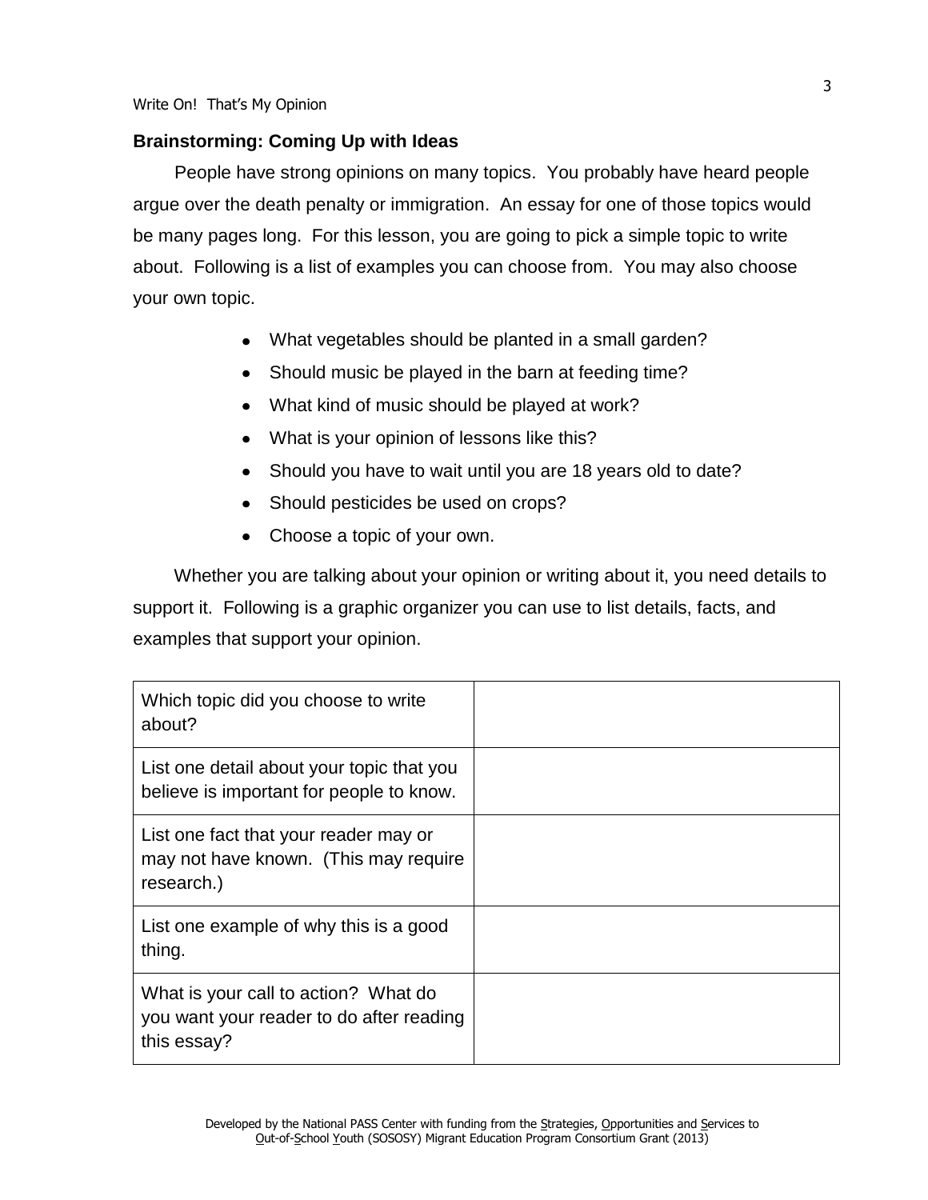## Brainstorming: Coming Up with Ideas

People have strong opinions on many topics. You probably have heard people argue over the death penalty or immigration. An essay for one of those topics would be many pages long. For this lesson, you are going to pick a simple topic to write about. Following is a list of examples you can choose from. You may also choose your own topic.

- What vegetables should be planted in a small garden?
- Should music be played in the barn at feeding time?
- What kind of music should be played at work?
- What is your opinion of lessons like this?
- Should you have to wait until you are 18 years old to date?
- Should pesticides be used on crops?
- Choose a topic of your own.

Whether you are talking about your opinion or writing about it, you need details to support it. Following is a graphic organizer you can use to list details, facts, and examples that support your opinion.

| | |
|---|---|
| Which topic did you choose to write about? | |
| List one detail about your topic that you believe is important for people to know. | |
| List one fact that your reader may or may not have known. (This may require research.) | |
| List one example of why this is a good thing. | |
| What is your call to action? What do you want your reader to do after reading this essay? | |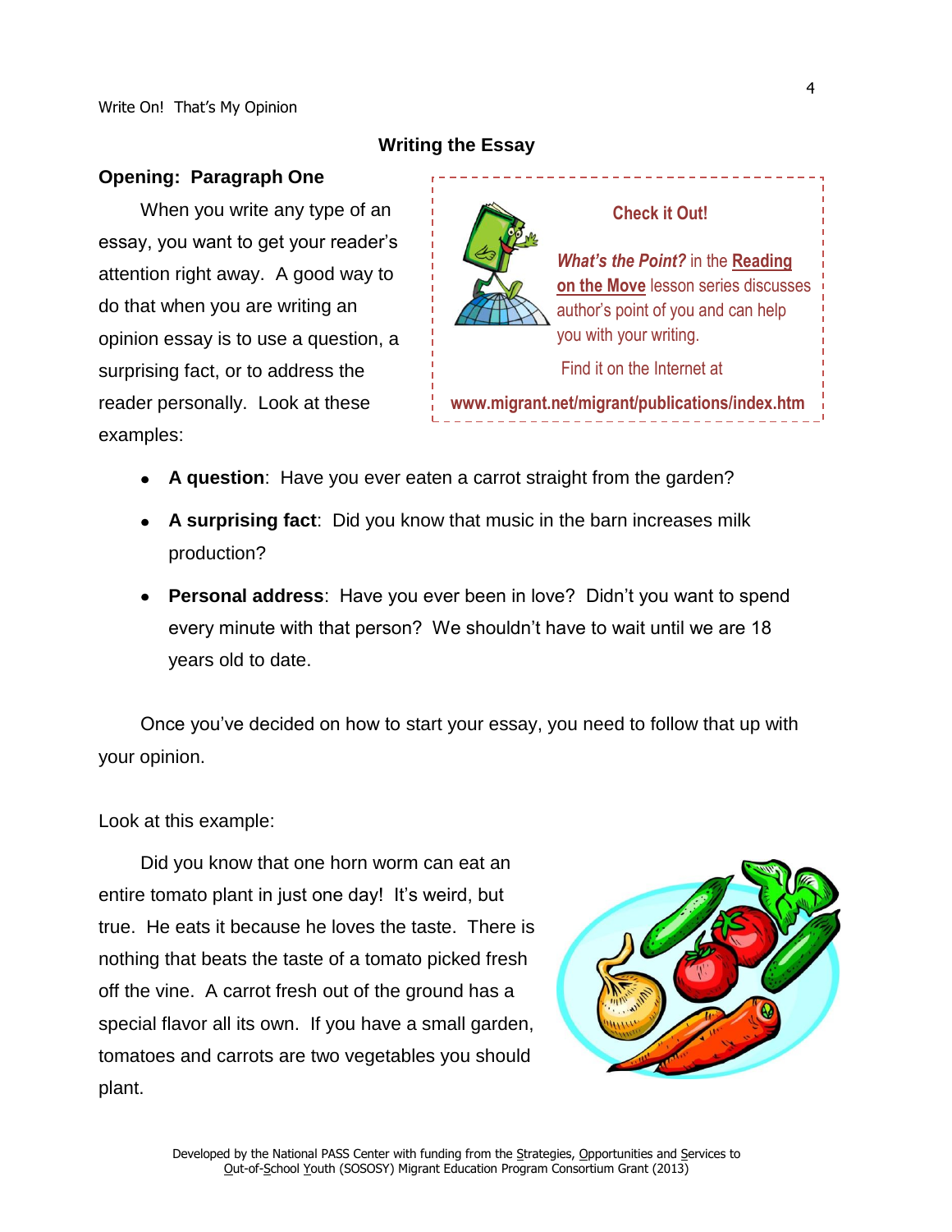## Writing the Essay

### Opening: Paragraph One

When you write any type of an essay, you want to get your reader's attention right away. A good way to do that when you are writing an opinion essay is to use a question, a surprising fact, or to address the reader personally. Look at these examples:

> **Check it Out!**
>
> ***What's the Point?*** in the **Reading on the Move** lesson series discusses author's point of you and can help you with your writing.
>
> Find it on the Internet at
>
> **www.migrant.net/migrant/publications/index.htm**

- **A question**: Have you ever eaten a carrot straight from the garden?
- **A surprising fact**: Did you know that music in the barn increases milk production?
- **Personal address**: Have you ever been in love? Didn't you want to spend every minute with that person? We shouldn't have to wait until we are 18 years old to date.

Once you've decided on how to start your essay, you need to follow that up with your opinion.

Look at this example:

Did you know that one horn worm can eat an entire tomato plant in just one day! It's weird, but true. He eats it because he loves the taste. There is nothing that beats the taste of a tomato picked fresh off the vine. A carrot fresh out of the ground has a special flavor all its own. If you have a small garden, tomatoes and carrots are two vegetables you should plant.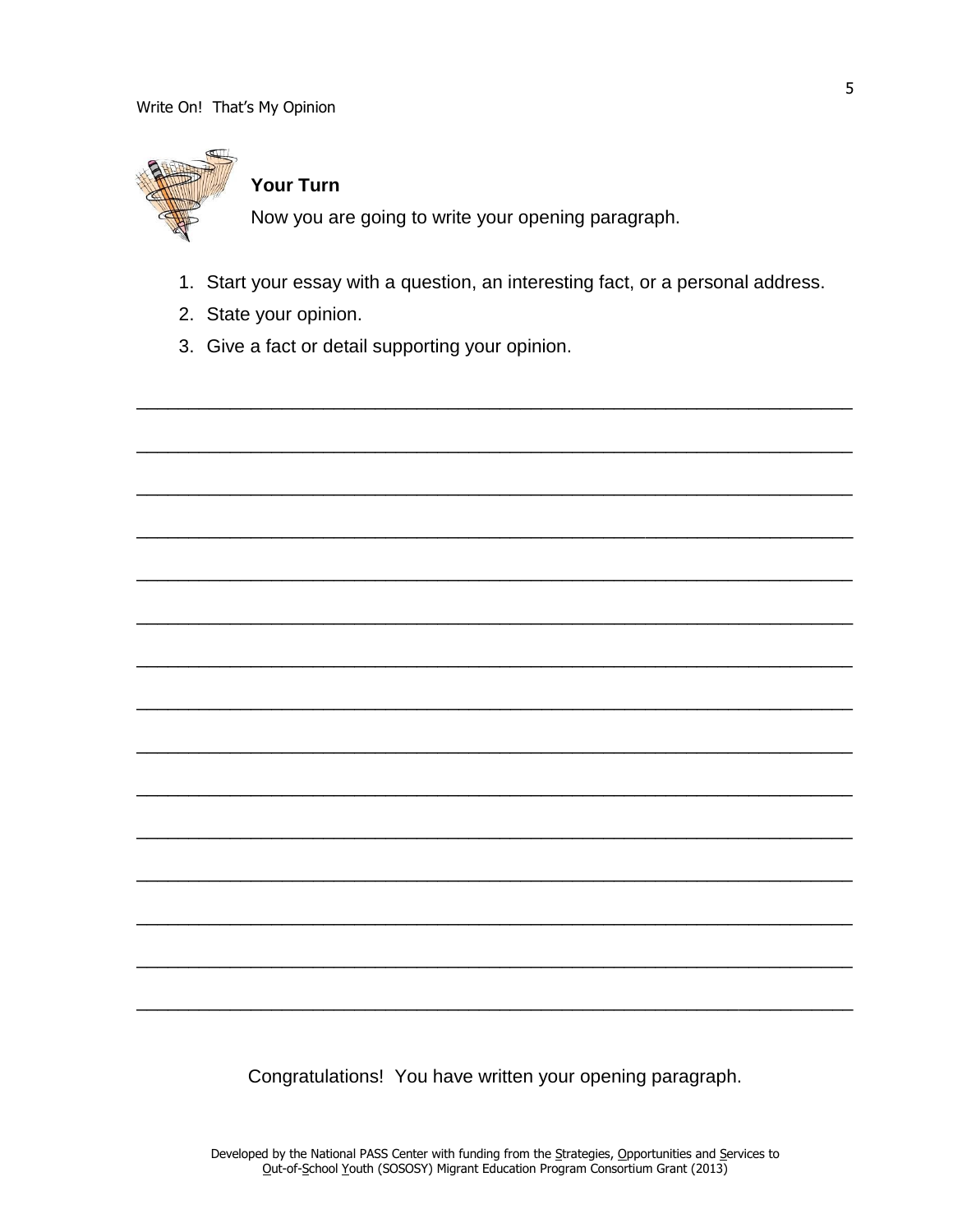### Your Turn

Now you are going to write your opening paragraph.

1. Start your essay with a question, an interesting fact, or a personal address.
2. State your opinion.
3. Give a fact or detail supporting your opinion.

_______________________________________________________________________

_______________________________________________________________________

_______________________________________________________________________

_______________________________________________________________________

_______________________________________________________________________

_______________________________________________________________________

_______________________________________________________________________

_______________________________________________________________________

_______________________________________________________________________

_______________________________________________________________________

_______________________________________________________________________

_______________________________________________________________________

_______________________________________________________________________

_______________________________________________________________________

_______________________________________________________________________

Congratulations! You have written your opening paragraph.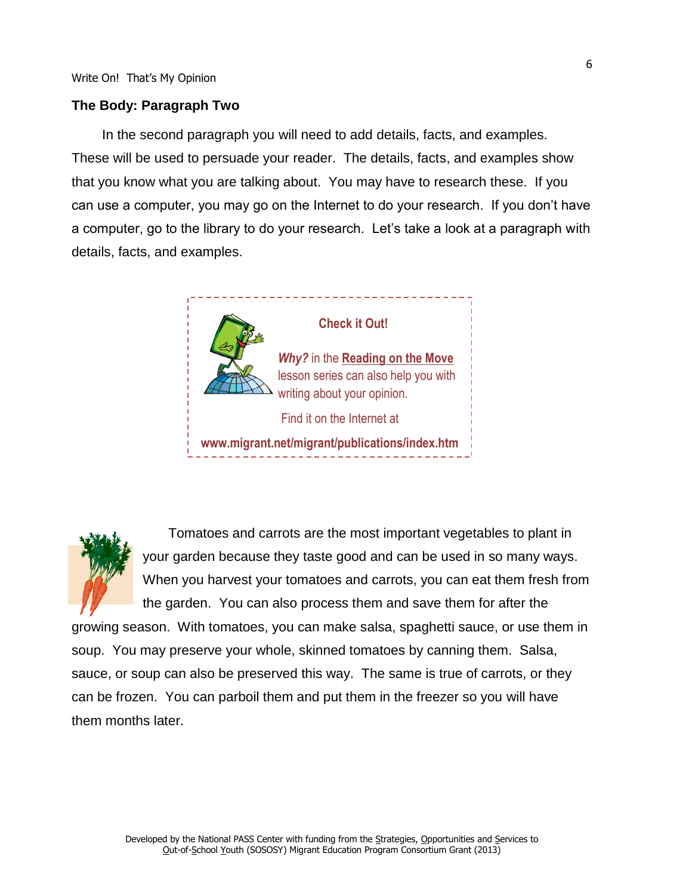## The Body: Paragraph Two

In the second paragraph you will need to add details, facts, and examples. These will be used to persuade your reader. The details, facts, and examples show that you know what you are talking about. You may have to research these. If you can use a computer, you may go on the Internet to do your research. If you don't have a computer, go to the library to do your research. Let's take a look at a paragraph with details, facts, and examples.

> **Check it Out!**
>
> ***Why?*** in the **Reading on the Move** lesson series can also help you with writing about your opinion.
>
> Find it on the Internet at
>
> **www.migrant.net/migrant/publications/index.htm**

Tomatoes and carrots are the most important vegetables to plant in your garden because they taste good and can be used in so many ways. When you harvest your tomatoes and carrots, you can eat them fresh from the garden. You can also process them and save them for after the growing season. With tomatoes, you can make salsa, spaghetti sauce, or use them in soup. You may preserve your whole, skinned tomatoes by canning them. Salsa, sauce, or soup can also be preserved this way. The same is true of carrots, or they can be frozen. You can parboil them and put them in the freezer so you will have them months later.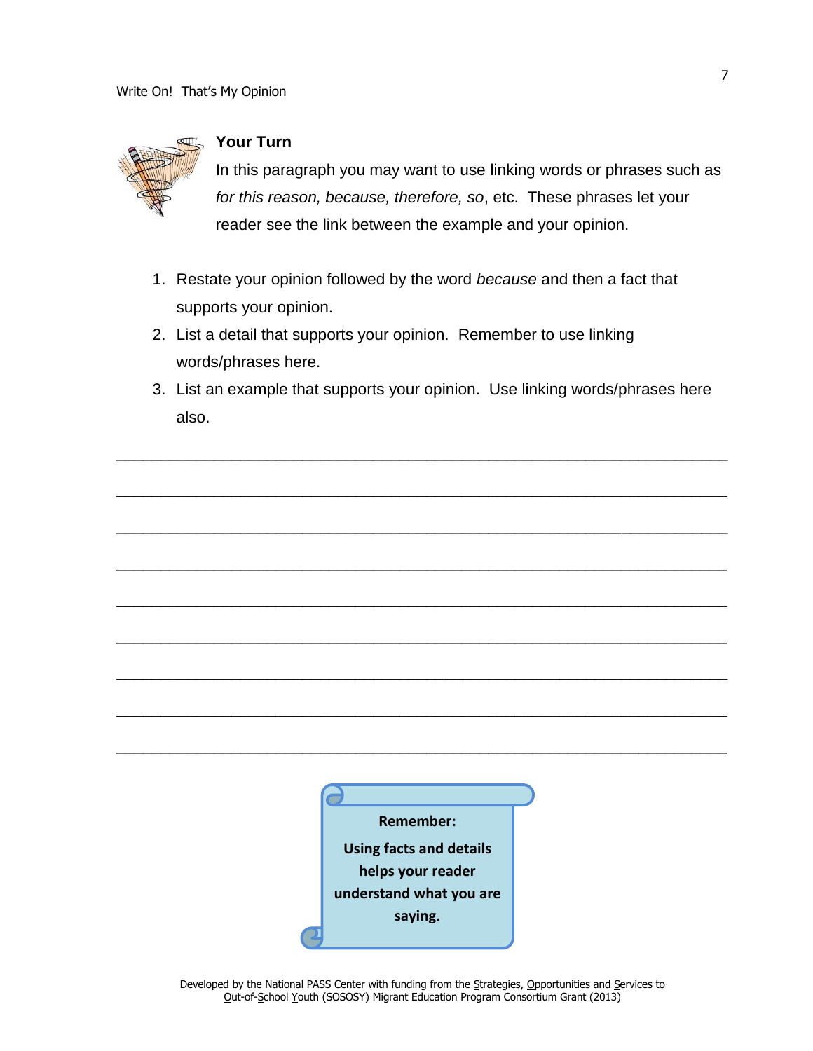### Your Turn

In this paragraph you may want to use linking words or phrases such as *for this reason, because, therefore, so*, etc. These phrases let your reader see the link between the example and your opinion.

1. Restate your opinion followed by the word *because* and then a fact that supports your opinion.
2. List a detail that supports your opinion. Remember to use linking words/phrases here.
3. List an example that supports your opinion. Use linking words/phrases here also.

______________________________________________________________________

______________________________________________________________________

______________________________________________________________________

______________________________________________________________________

______________________________________________________________________

______________________________________________________________________

______________________________________________________________________

______________________________________________________________________

______________________________________________________________________

**Remember:**

**Using facts and details helps your reader understand what you are saying.**

Developed by the National PASS Center with funding from the Strategies, Opportunities and Services to Out-of-School Youth (SOSOSY) Migrant Education Program Consortium Grant (2013)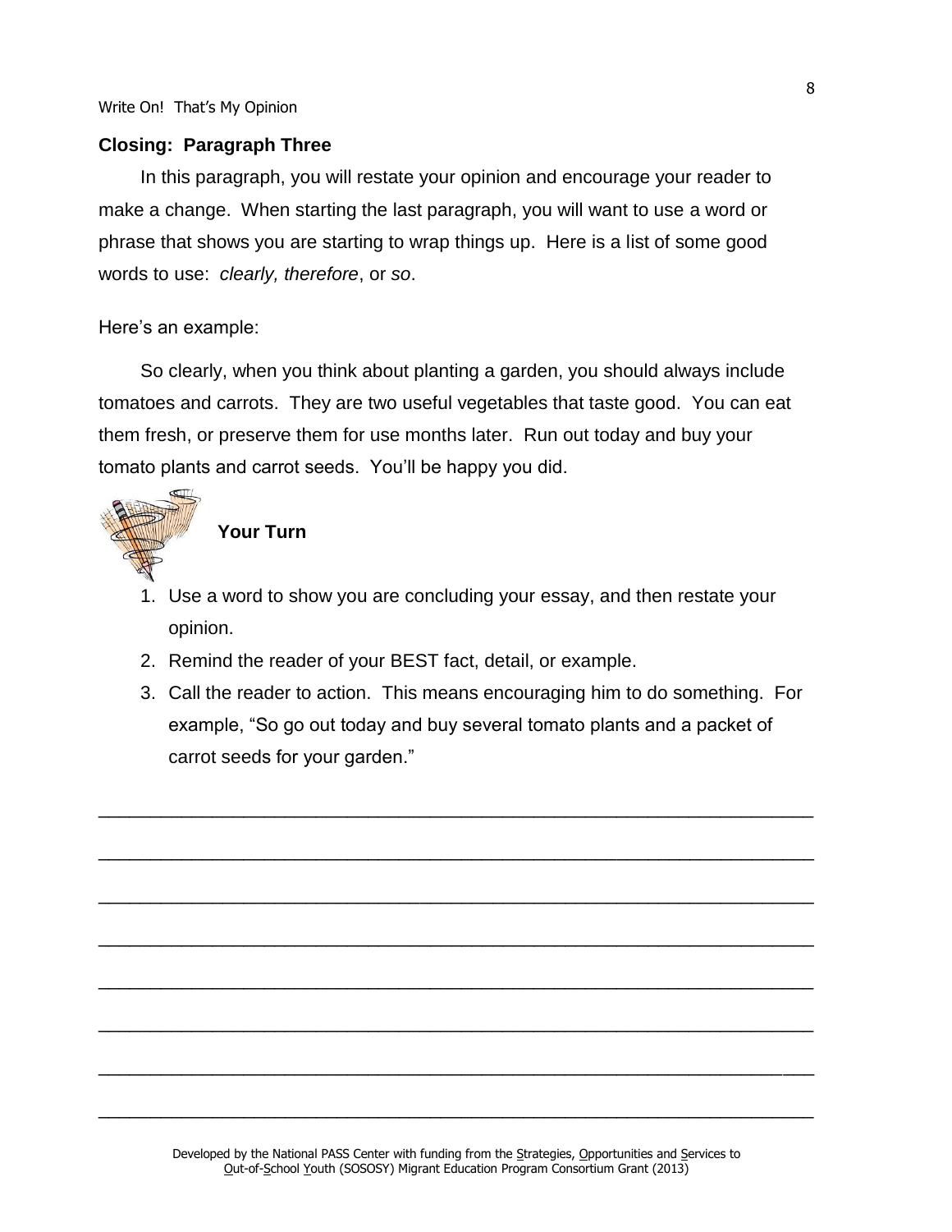## Closing: Paragraph Three

In this paragraph, you will restate your opinion and encourage your reader to make a change. When starting the last paragraph, you will want to use a word or phrase that shows you are starting to wrap things up. Here is a list of some good words to use: *clearly, therefore*, or *so*.

Here's an example:

So clearly, when you think about planting a garden, you should always include tomatoes and carrots. They are two useful vegetables that taste good. You can eat them fresh, or preserve them for use months later. Run out today and buy your tomato plants and carrot seeds. You'll be happy you did.

### Your Turn

1. Use a word to show you are concluding your essay, and then restate your opinion.
2. Remind the reader of your BEST fact, detail, or example.
3. Call the reader to action. This means encouraging him to do something. For example, "So go out today and buy several tomato plants and a packet of carrot seeds for your garden."

______________________________________________________________________

______________________________________________________________________

______________________________________________________________________

______________________________________________________________________

______________________________________________________________________

______________________________________________________________________

______________________________________________________________________

______________________________________________________________________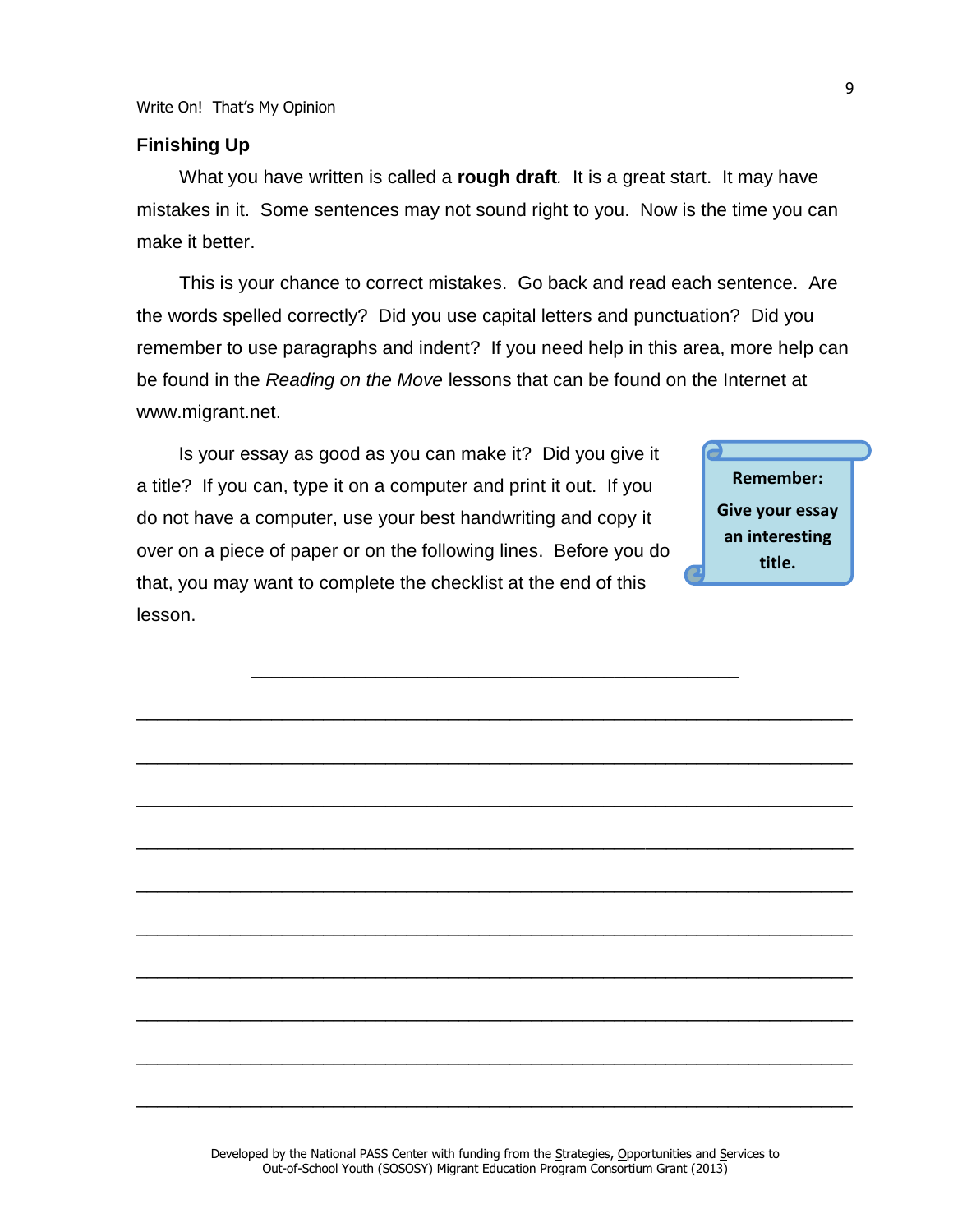## Finishing Up

What you have written is called a **rough draft**. It is a great start. It may have mistakes in it. Some sentences may not sound right to you. Now is the time you can make it better.

This is your chance to correct mistakes. Go back and read each sentence. Are the words spelled correctly? Did you use capital letters and punctuation? Did you remember to use paragraphs and indent? If you need help in this area, more help can be found in the *Reading on the Move* lessons that can be found on the Internet at www.migrant.net.

Is your essay as good as you can make it? Did you give it a title? If you can, type it on a computer and print it out. If you do not have a computer, use your best handwriting and copy it over on a piece of paper or on the following lines. Before you do that, you may want to complete the checklist at the end of this lesson.

> **Remember:**
>
> **Give your essay an interesting title.**

______________________________________________

_________________________________________________________________

_________________________________________________________________

_________________________________________________________________

_________________________________________________________________

_________________________________________________________________

_________________________________________________________________

_________________________________________________________________

_________________________________________________________________

_________________________________________________________________

_________________________________________________________________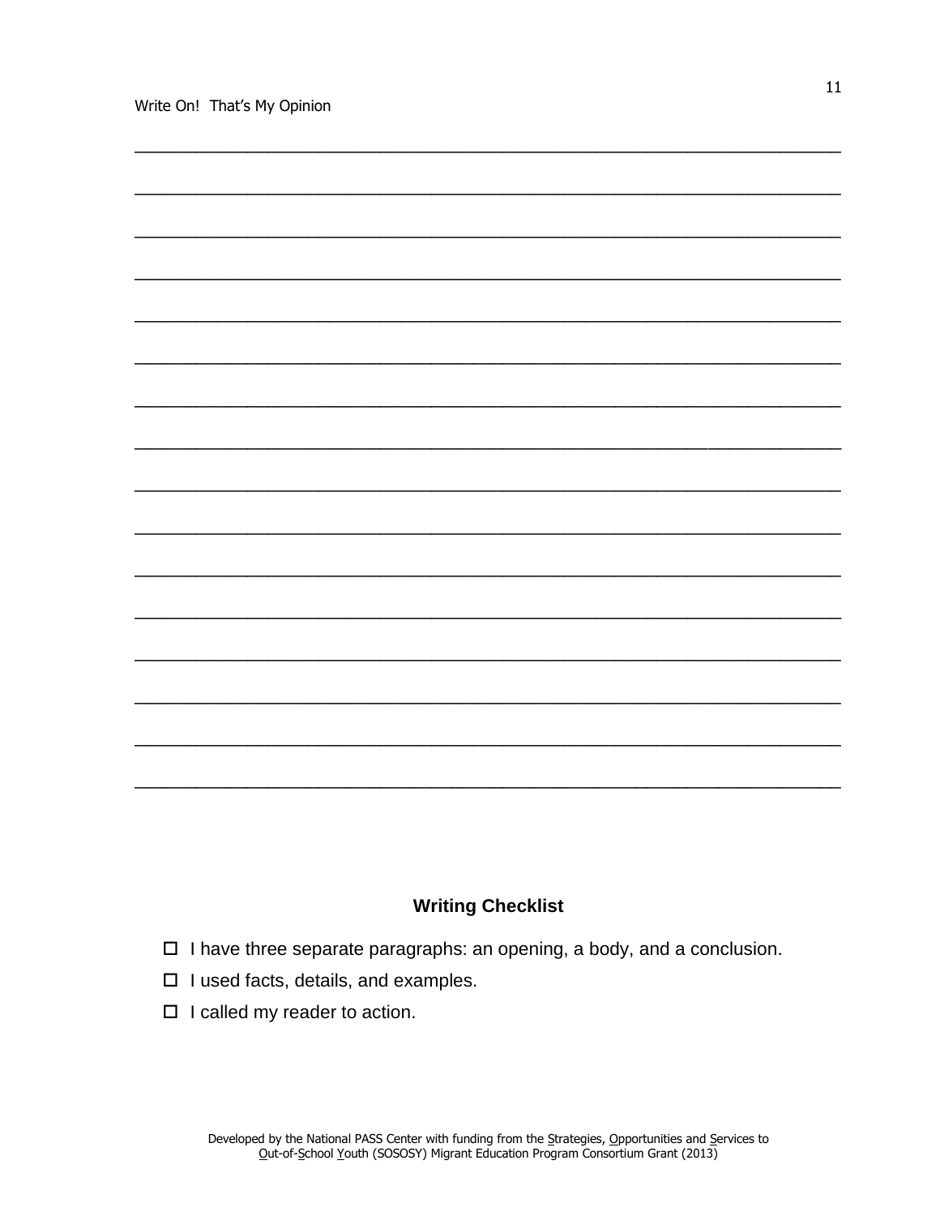## Writing Checklist

- ☐ I have three separate paragraphs: an opening, a body, and a conclusion.
- ☐ I used facts, details, and examples.
- ☐ I called my reader to action.

Developed by the National PASS Center with funding from the Strategies, Opportunities and Services to Out-of-School Youth (SOSOSY) Migrant Education Program Consortium Grant (2013)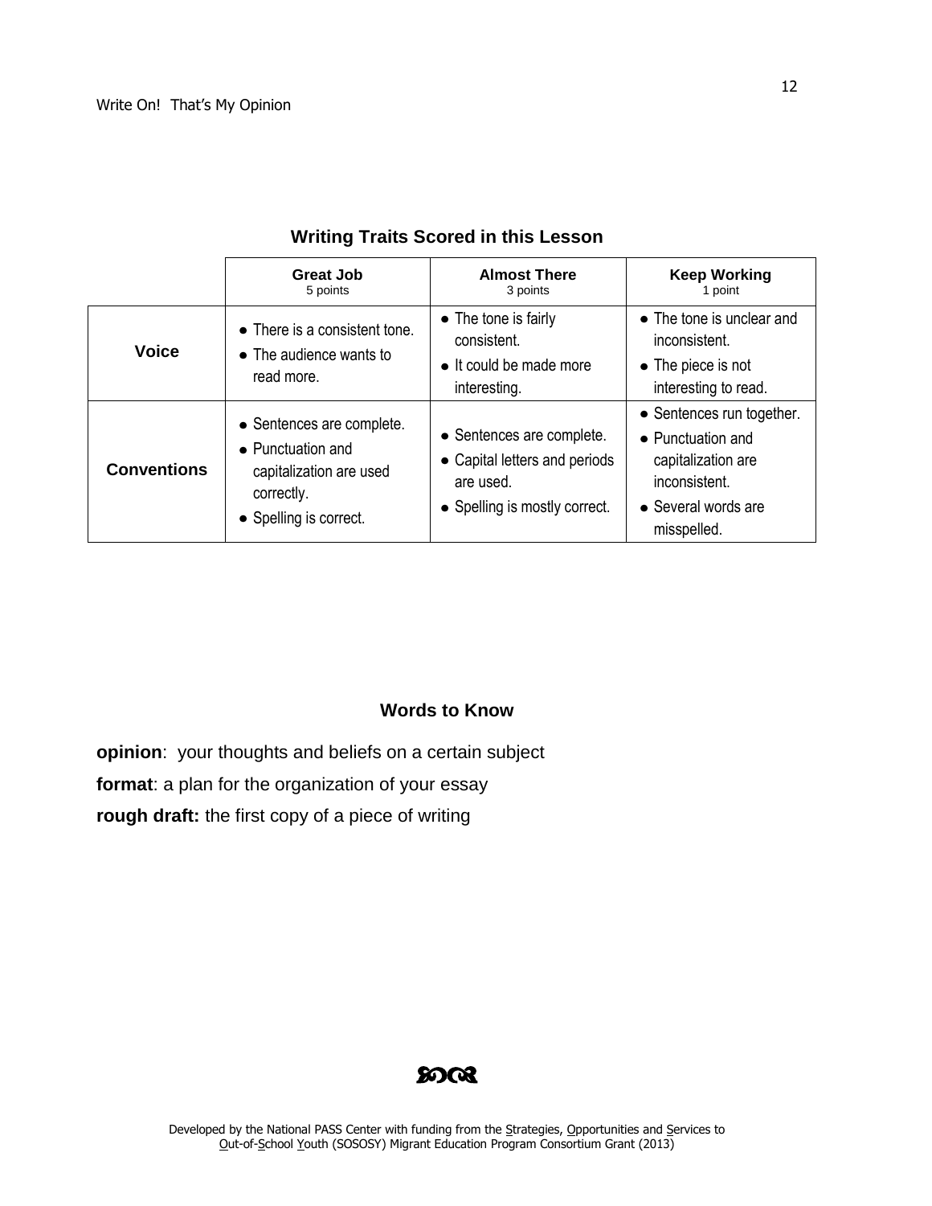## Writing Traits Scored in this Lesson

| | Great Job<br>5 points | Almost There<br>3 points | Keep Working<br>1 point |
|---|---|---|---|
| **Voice** | • There is a consistent tone.<br>• The audience wants to read more. | • The tone is fairly consistent.<br>• It could be made more interesting. | • The tone is unclear and inconsistent.<br>• The piece is not interesting to read. |
| **Conventions** | • Sentences are complete.<br>• Punctuation and capitalization are used correctly.<br>• Spelling is correct. | • Sentences are complete.<br>• Capital letters and periods are used.<br>• Spelling is mostly correct. | • Sentences run together.<br>• Punctuation and capitalization are inconsistent.<br>• Several words are misspelled. |

## Words to Know

**opinion**: your thoughts and beliefs on a certain subject

**format**: a plan for the organization of your essay

**rough draft:** the first copy of a piece of writing

Developed by the National PASS Center with funding from the Strategies, Opportunities and Services to Out-of-School Youth (SOSOSY) Migrant Education Program Consortium Grant (2013)